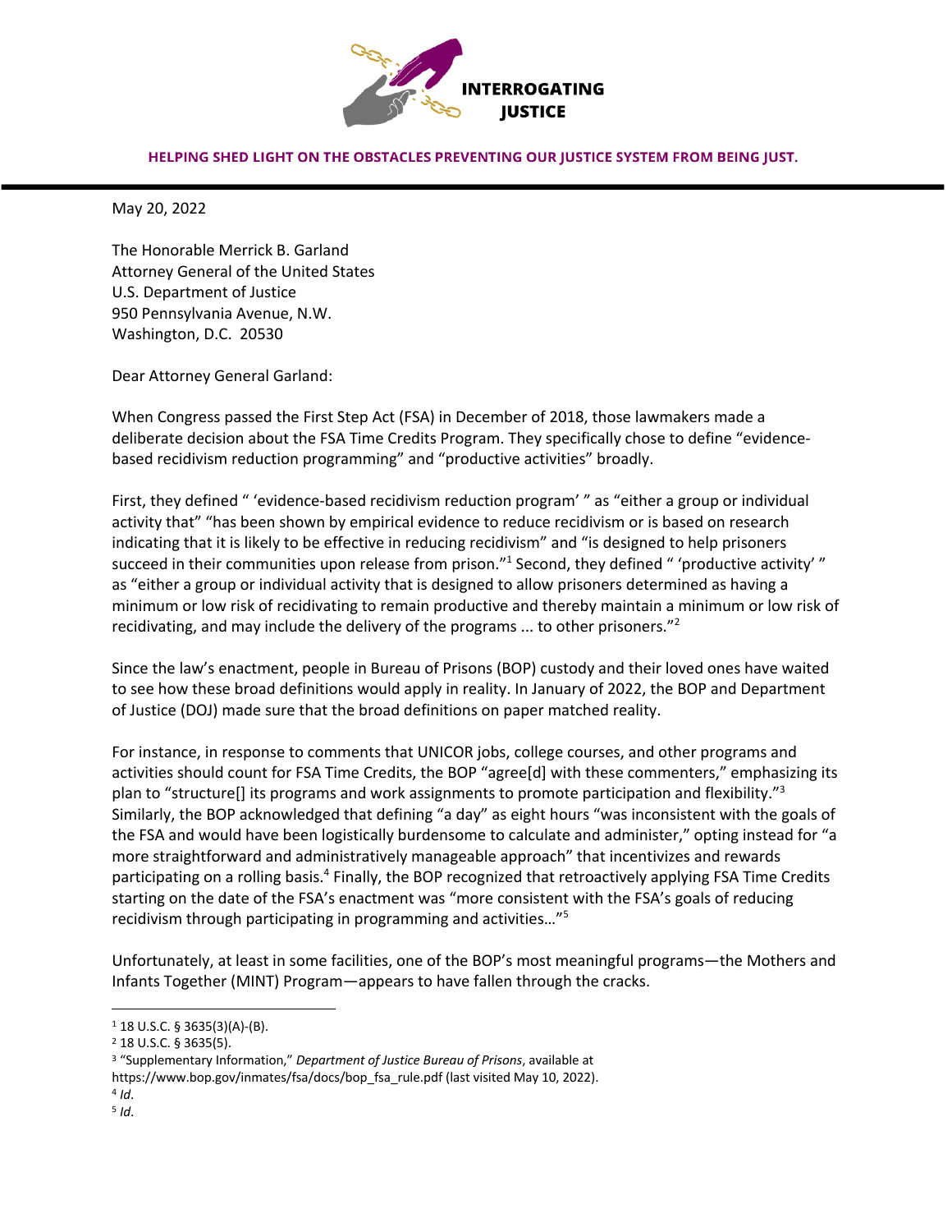**INTERROGATING JUSTICE**

**HELPING SHED LIGHT ON THE OBSTACLES PREVENTING OUR JUSTICE SYSTEM FROM BEING JUST.**

May 20, 2022

The Honorable Merrick B. Garland
Attorney General of the United States
U.S. Department of Justice
950 Pennsylvania Avenue, N.W.
Washington, D.C. 20530

Dear Attorney General Garland:

When Congress passed the First Step Act (FSA) in December of 2018, those lawmakers made a deliberate decision about the FSA Time Credits Program. They specifically chose to define "evidence-based recidivism reduction programming" and "productive activities" broadly.

First, they defined " 'evidence-based recidivism reduction program' " as "either a group or individual activity that" "has been shown by empirical evidence to reduce recidivism or is based on research indicating that it is likely to be effective in reducing recidivism" and "is designed to help prisoners succeed in their communities upon release from prison."[1] Second, they defined " 'productive activity' " as "either a group or individual activity that is designed to allow prisoners determined as having a minimum or low risk of recidivating to remain productive and thereby maintain a minimum or low risk of recidivating, and may include the delivery of the programs ... to other prisoners."[2]

Since the law's enactment, people in Bureau of Prisons (BOP) custody and their loved ones have waited to see how these broad definitions would apply in reality. In January of 2022, the BOP and Department of Justice (DOJ) made sure that the broad definitions on paper matched reality.

For instance, in response to comments that UNICOR jobs, college courses, and other programs and activities should count for FSA Time Credits, the BOP "agree[d] with these commenters," emphasizing its plan to "structure[] its programs and work assignments to promote participation and flexibility."[3] Similarly, the BOP acknowledged that defining "a day" as eight hours "was inconsistent with the goals of the FSA and would have been logistically burdensome to calculate and administer," opting instead for "a more straightforward and administratively manageable approach" that incentivizes and rewards participating on a rolling basis.[4] Finally, the BOP recognized that retroactively applying FSA Time Credits starting on the date of the FSA's enactment was "more consistent with the FSA's goals of reducing recidivism through participating in programming and activities…"[5]

Unfortunately, at least in some facilities, one of the BOP's most meaningful programs—the Mothers and Infants Together (MINT) Program—appears to have fallen through the cracks.

---

[1] 18 U.S.C. § 3635(3)(A)-(B).

[2] 18 U.S.C. § 3635(5).

[3] "Supplementary Information," *Department of Justice Bureau of Prisons*, available at https://www.bop.gov/inmates/fsa/docs/bop_fsa_rule.pdf (last visited May 10, 2022).

[4] *Id*.

[5] *Id*.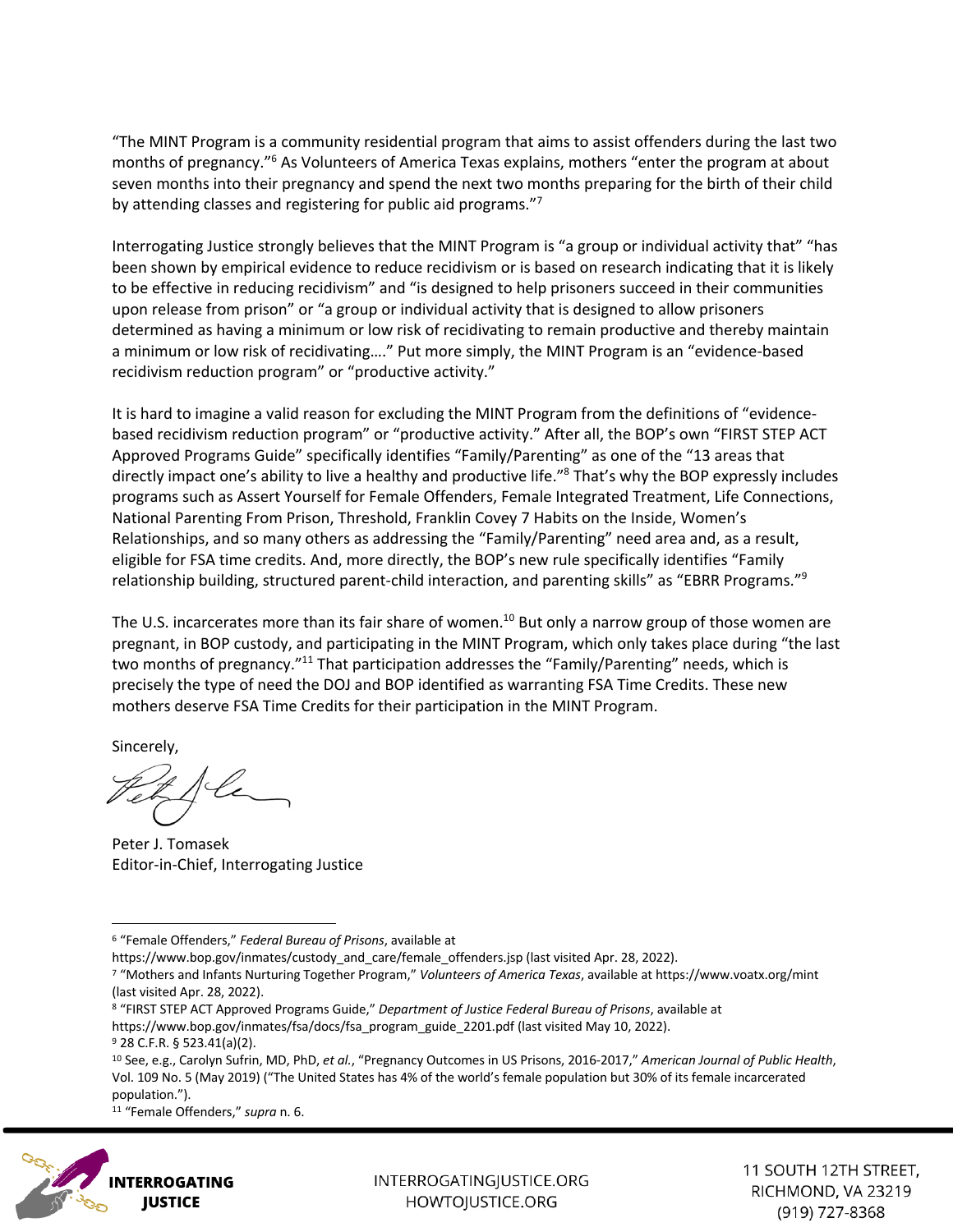"The MINT Program is a community residential program that aims to assist offenders during the last two months of pregnancy."[6] As Volunteers of America Texas explains, mothers "enter the program at about seven months into their pregnancy and spend the next two months preparing for the birth of their child by attending classes and registering for public aid programs."[7]

Interrogating Justice strongly believes that the MINT Program is "a group or individual activity that" "has been shown by empirical evidence to reduce recidivism or is based on research indicating that it is likely to be effective in reducing recidivism" and "is designed to help prisoners succeed in their communities upon release from prison" or "a group or individual activity that is designed to allow prisoners determined as having a minimum or low risk of recidivating to remain productive and thereby maintain a minimum or low risk of recidivating…." Put more simply, the MINT Program is an "evidence-based recidivism reduction program" or "productive activity."

It is hard to imagine a valid reason for excluding the MINT Program from the definitions of "evidence-based recidivism reduction program" or "productive activity." After all, the BOP's own "FIRST STEP ACT Approved Programs Guide" specifically identifies "Family/Parenting" as one of the "13 areas that directly impact one's ability to live a healthy and productive life."[8] That's why the BOP expressly includes programs such as Assert Yourself for Female Offenders, Female Integrated Treatment, Life Connections, National Parenting From Prison, Threshold, Franklin Covey 7 Habits on the Inside, Women's Relationships, and so many others as addressing the "Family/Parenting" need area and, as a result, eligible for FSA time credits. And, more directly, the BOP's new rule specifically identifies "Family relationship building, structured parent-child interaction, and parenting skills" as "EBRR Programs."[9]

The U.S. incarcerates more than its fair share of women.[10] But only a narrow group of those women are pregnant, in BOP custody, and participating in the MINT Program, which only takes place during "the last two months of pregnancy."[11] That participation addresses the "Family/Parenting" needs, which is precisely the type of need the DOJ and BOP identified as warranting FSA Time Credits. These new mothers deserve FSA Time Credits for their participation in the MINT Program.

Sincerely,

Peter J. Tomasek
Editor-in-Chief, Interrogating Justice

---

[6] "Female Offenders," *Federal Bureau of Prisons*, available at https://www.bop.gov/inmates/custody_and_care/female_offenders.jsp (last visited Apr. 28, 2022).

[7] "Mothers and Infants Nurturing Together Program," *Volunteers of America Texas*, available at https://www.voatx.org/mint (last visited Apr. 28, 2022).

[8] "FIRST STEP ACT Approved Programs Guide," *Department of Justice Federal Bureau of Prisons*, available at https://www.bop.gov/inmates/fsa/docs/fsa_program_guide_2201.pdf (last visited May 10, 2022).

[9] 28 C.F.R. § 523.41(a)(2).

[10] See, e.g., Carolyn Sufrin, MD, PhD, *et al.*, "Pregnancy Outcomes in US Prisons, 2016-2017," *American Journal of Public Health*, Vol. 109 No. 5 (May 2019) ("The United States has 4% of the world's female population but 30% of its female incarcerated population.").

[11] "Female Offenders," *supra* n. 6.

INTERROGATING JUSTICE

INTERROGATINGJUSTICE.ORG
HOWTOJUSTICE.ORG

11 SOUTH 12TH STREET,
RICHMOND, VA 23219
(919) 727-8368